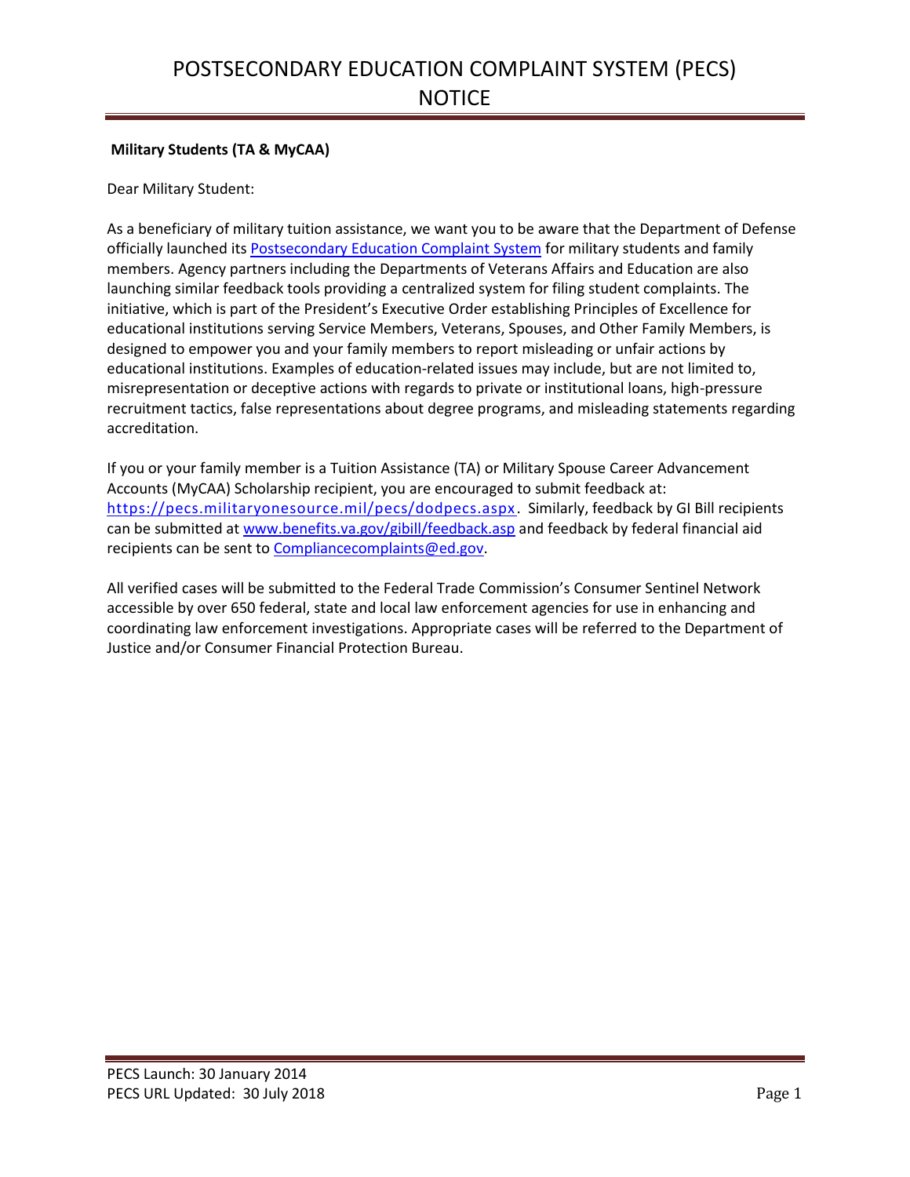# POSTSECONDARY EDUCATION COMPLAINT SYSTEM (PECS) NOTICE

**Military Students (TA & MyCAA)**

Dear Military Student:

As a beneficiary of military tuition assistance, we want you to be aware that the Department of Defense officially launched its [Postsecondary Education Complaint System](https://pecs.militaryonesource.mil/pecs/dodpecs.aspx) for military students and family members. Agency partners including the Departments of Veterans Affairs and Education are also launching similar feedback tools providing a centralized system for filing student complaints. The initiative, which is part of the President's Executive Order establishing Principles of Excellence for educational institutions serving Service Members, Veterans, Spouses, and Other Family Members, is designed to empower you and your family members to report misleading or unfair actions by educational institutions. Examples of education-related issues may include, but are not limited to, misrepresentation or deceptive actions with regards to private or institutional loans, high-pressure recruitment tactics, false representations about degree programs, and misleading statements regarding accreditation.

If you or your family member is a Tuition Assistance (TA) or Military Spouse Career Advancement Accounts (MyCAA) Scholarship recipient, you are encouraged to submit feedback at: https://pecs.militaryonesource.mil/pecs/dodpecs.aspx. Similarly, feedback by GI Bill recipients can be submitted at www.benefits.va.gov/gibill/feedback.asp and feedback by federal financial aid recipients can be sent to Compliancecomplaints@ed.gov.

All verified cases will be submitted to the Federal Trade Commission's Consumer Sentinel Network accessible by over 650 federal, state and local law enforcement agencies for use in enhancing and coordinating law enforcement investigations. Appropriate cases will be referred to the Department of Justice and/or Consumer Financial Protection Bureau.

PECS Launch: 30 January 2014
PECS URL Updated: 30 July 2018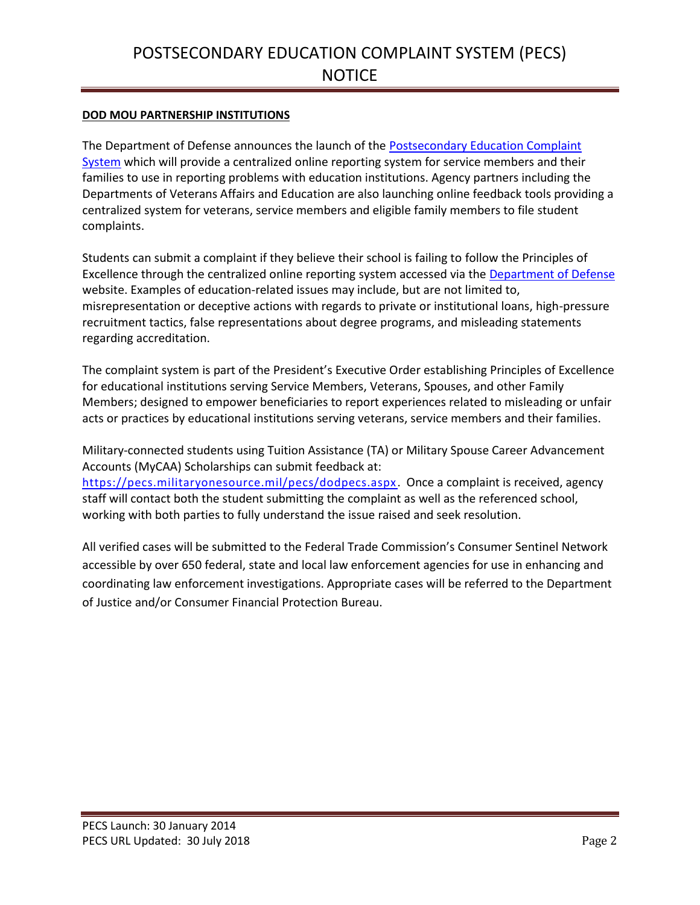# POSTSECONDARY EDUCATION COMPLAINT SYSTEM (PECS) NOTICE

**DOD MOU PARTNERSHIP INSTITUTIONS**

The Department of Defense announces the launch of the [Postsecondary Education Complaint System]() which will provide a centralized online reporting system for service members and their families to use in reporting problems with education institutions. Agency partners including the Departments of Veterans Affairs and Education are also launching online feedback tools providing a centralized system for veterans, service members and eligible family members to file student complaints.

Students can submit a complaint if they believe their school is failing to follow the Principles of Excellence through the centralized online reporting system accessed via the [Department of Defense]() website. Examples of education-related issues may include, but are not limited to, misrepresentation or deceptive actions with regards to private or institutional loans, high-pressure recruitment tactics, false representations about degree programs, and misleading statements regarding accreditation.

The complaint system is part of the President's Executive Order establishing Principles of Excellence for educational institutions serving Service Members, Veterans, Spouses, and other Family Members; designed to empower beneficiaries to report experiences related to misleading or unfair acts or practices by educational institutions serving veterans, service members and their families.

Military-connected students using Tuition Assistance (TA) or Military Spouse Career Advancement Accounts (MyCAA) Scholarships can submit feedback at: https://pecs.militaryonesource.mil/pecs/dodpecs.aspx. Once a complaint is received, agency staff will contact both the student submitting the complaint as well as the referenced school, working with both parties to fully understand the issue raised and seek resolution.

All verified cases will be submitted to the Federal Trade Commission's Consumer Sentinel Network accessible by over 650 federal, state and local law enforcement agencies for use in enhancing and coordinating law enforcement investigations. Appropriate cases will be referred to the Department of Justice and/or Consumer Financial Protection Bureau.

PECS Launch: 30 January 2014
PECS URL Updated: 30 July 2018